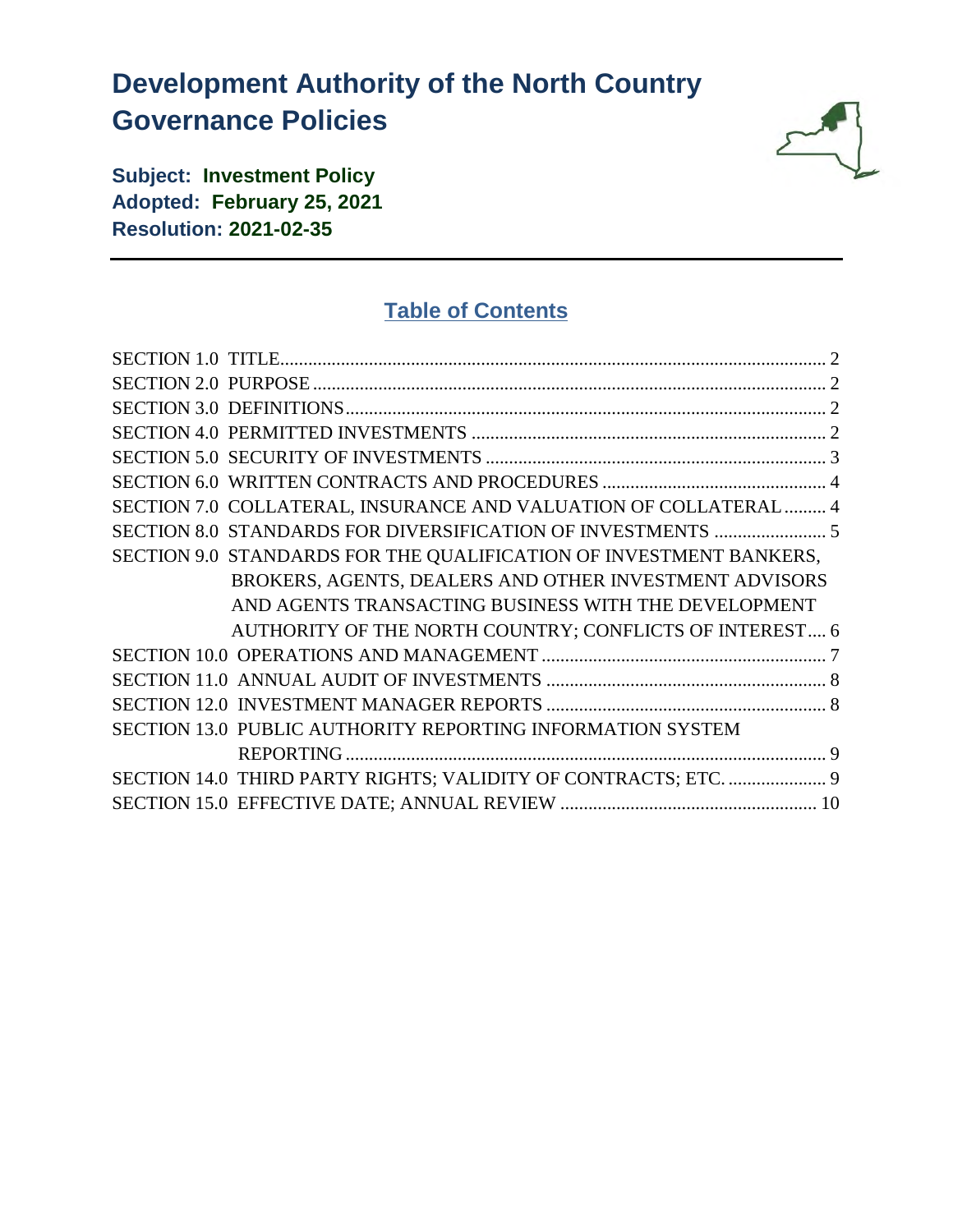# Development Authority of the North Country Governance Policies

**Subject: Investment Policy**
**Adopted: February 25, 2021**
**Resolution: 2021-02-35**

---

## Table of Contents

SECTION 1.0 TITLE ..... 2
SECTION 2.0 PURPOSE ..... 2
SECTION 3.0 DEFINITIONS ..... 2
SECTION 4.0 PERMITTED INVESTMENTS ..... 2
SECTION 5.0 SECURITY OF INVESTMENTS ..... 3
SECTION 6.0 WRITTEN CONTRACTS AND PROCEDURES ..... 4
SECTION 7.0 COLLATERAL, INSURANCE AND VALUATION OF COLLATERAL ..... 4
SECTION 8.0 STANDARDS FOR DIVERSIFICATION OF INVESTMENTS ..... 5
SECTION 9.0 STANDARDS FOR THE QUALIFICATION OF INVESTMENT BANKERS, BROKERS, AGENTS, DEALERS AND OTHER INVESTMENT ADVISORS AND AGENTS TRANSACTING BUSINESS WITH THE DEVELOPMENT AUTHORITY OF THE NORTH COUNTRY; CONFLICTS OF INTEREST ..... 6
SECTION 10.0 OPERATIONS AND MANAGEMENT ..... 7
SECTION 11.0 ANNUAL AUDIT OF INVESTMENTS ..... 8
SECTION 12.0 INVESTMENT MANAGER REPORTS ..... 8
SECTION 13.0 PUBLIC AUTHORITY REPORTING INFORMATION SYSTEM REPORTING ..... 9
SECTION 14.0 THIRD PARTY RIGHTS; VALIDITY OF CONTRACTS; ETC. ..... 9
SECTION 15.0 EFFECTIVE DATE; ANNUAL REVIEW ..... 10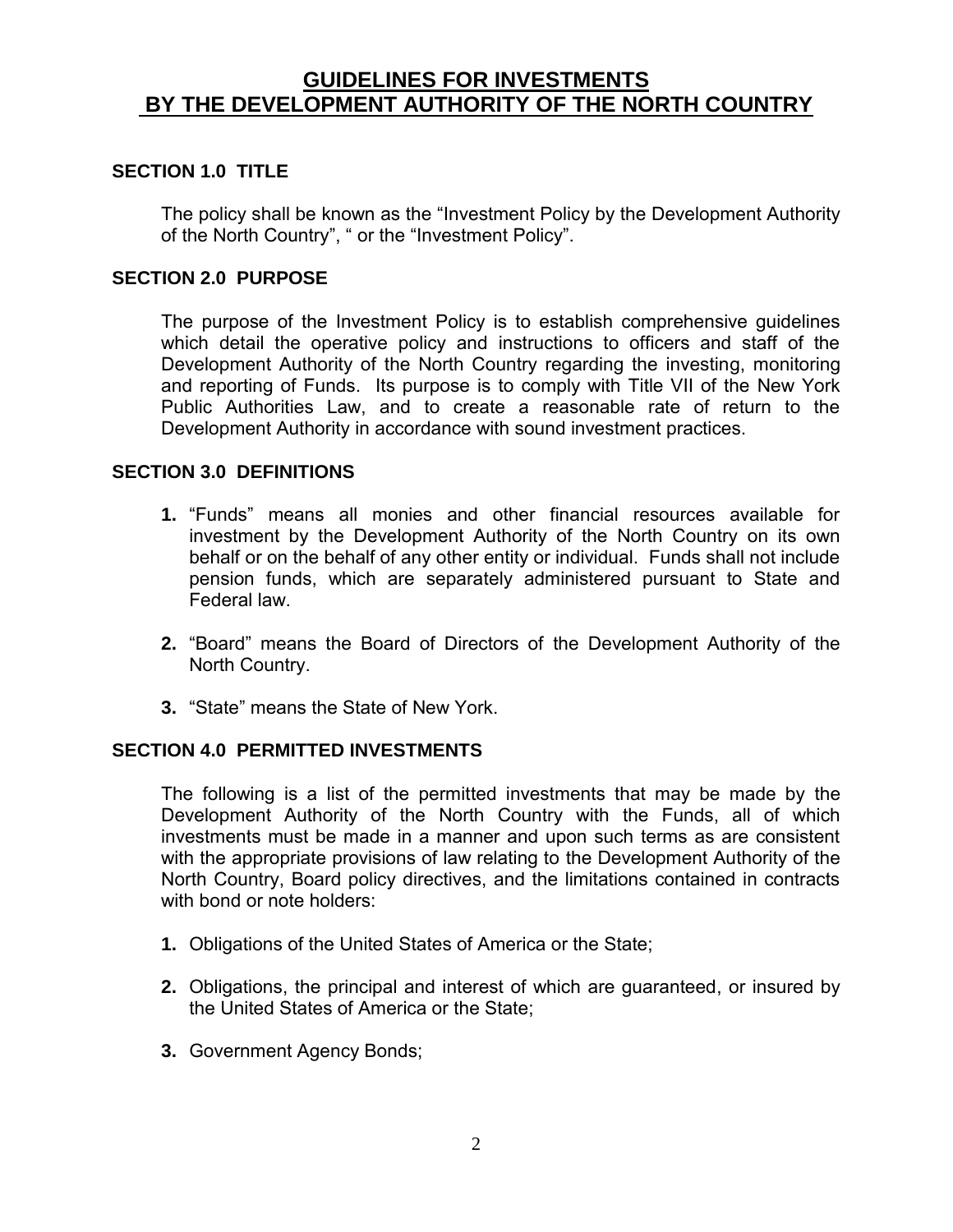# GUIDELINES FOR INVESTMENTS BY THE DEVELOPMENT AUTHORITY OF THE NORTH COUNTRY

## SECTION 1.0 TITLE

The policy shall be known as the "Investment Policy by the Development Authority of the North Country", " or the "Investment Policy".

## SECTION 2.0 PURPOSE

The purpose of the Investment Policy is to establish comprehensive guidelines which detail the operative policy and instructions to officers and staff of the Development Authority of the North Country regarding the investing, monitoring and reporting of Funds. Its purpose is to comply with Title VII of the New York Public Authorities Law, and to create a reasonable rate of return to the Development Authority in accordance with sound investment practices.

## SECTION 3.0 DEFINITIONS

1. "Funds" means all monies and other financial resources available for investment by the Development Authority of the North Country on its own behalf or on the behalf of any other entity or individual. Funds shall not include pension funds, which are separately administered pursuant to State and Federal law.

2. "Board" means the Board of Directors of the Development Authority of the North Country.

3. "State" means the State of New York.

## SECTION 4.0 PERMITTED INVESTMENTS

The following is a list of the permitted investments that may be made by the Development Authority of the North Country with the Funds, all of which investments must be made in a manner and upon such terms as are consistent with the appropriate provisions of law relating to the Development Authority of the North Country, Board policy directives, and the limitations contained in contracts with bond or note holders:

1. Obligations of the United States of America or the State;

2. Obligations, the principal and interest of which are guaranteed, or insured by the United States of America or the State;

3. Government Agency Bonds;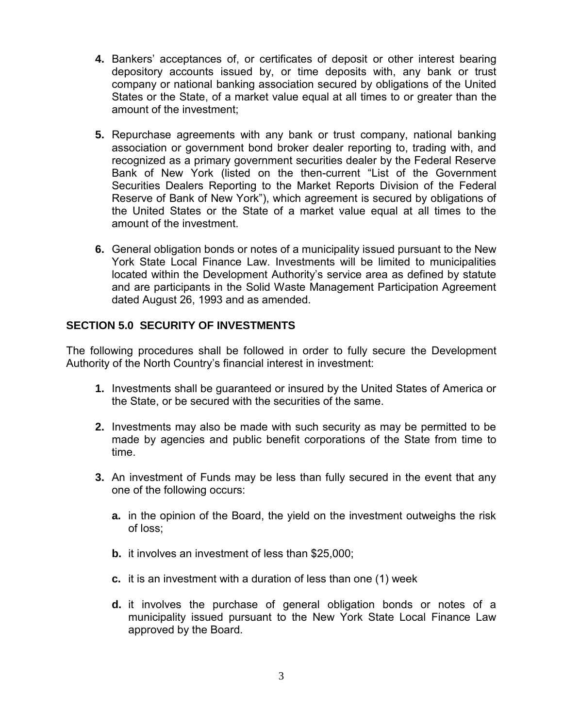4. Bankers' acceptances of, or certificates of deposit or other interest bearing depository accounts issued by, or time deposits with, any bank or trust company or national banking association secured by obligations of the United States or the State, of a market value equal at all times to or greater than the amount of the investment;

5. Repurchase agreements with any bank or trust company, national banking association or government bond broker dealer reporting to, trading with, and recognized as a primary government securities dealer by the Federal Reserve Bank of New York (listed on the then-current "List of the Government Securities Dealers Reporting to the Market Reports Division of the Federal Reserve of Bank of New York"), which agreement is secured by obligations of the United States or the State of a market value equal at all times to the amount of the investment.

6. General obligation bonds or notes of a municipality issued pursuant to the New York State Local Finance Law. Investments will be limited to municipalities located within the Development Authority's service area as defined by statute and are participants in the Solid Waste Management Participation Agreement dated August 26, 1993 and as amended.

## SECTION 5.0 SECURITY OF INVESTMENTS

The following procedures shall be followed in order to fully secure the Development Authority of the North Country's financial interest in investment:

1. Investments shall be guaranteed or insured by the United States of America or the State, or be secured with the securities of the same.

2. Investments may also be made with such security as may be permitted to be made by agencies and public benefit corporations of the State from time to time.

3. An investment of Funds may be less than fully secured in the event that any one of the following occurs:

   a. in the opinion of the Board, the yield on the investment outweighs the risk of loss;

   b. it involves an investment of less than $25,000;

   c. it is an investment with a duration of less than one (1) week

   d. it involves the purchase of general obligation bonds or notes of a municipality issued pursuant to the New York State Local Finance Law approved by the Board.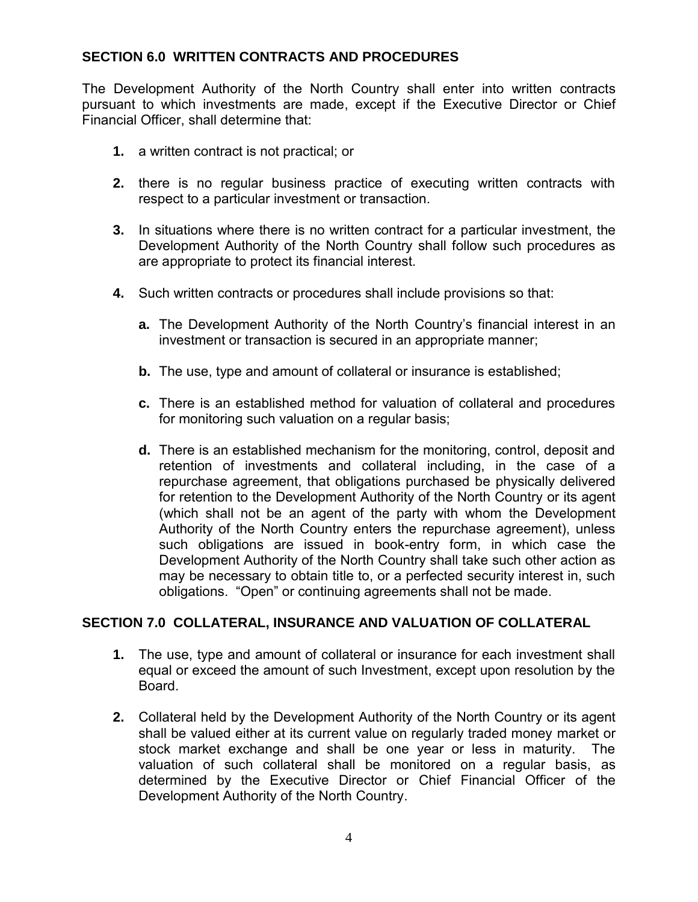## SECTION 6.0 WRITTEN CONTRACTS AND PROCEDURES

The Development Authority of the North Country shall enter into written contracts pursuant to which investments are made, except if the Executive Director or Chief Financial Officer, shall determine that:

1. a written contract is not practical; or

2. there is no regular business practice of executing written contracts with respect to a particular investment or transaction.

3. In situations where there is no written contract for a particular investment, the Development Authority of the North Country shall follow such procedures as are appropriate to protect its financial interest.

4. Such written contracts or procedures shall include provisions so that:

   a. The Development Authority of the North Country's financial interest in an investment or transaction is secured in an appropriate manner;

   b. The use, type and amount of collateral or insurance is established;

   c. There is an established method for valuation of collateral and procedures for monitoring such valuation on a regular basis;

   d. There is an established mechanism for the monitoring, control, deposit and retention of investments and collateral including, in the case of a repurchase agreement, that obligations purchased be physically delivered for retention to the Development Authority of the North Country or its agent (which shall not be an agent of the party with whom the Development Authority of the North Country enters the repurchase agreement), unless such obligations are issued in book-entry form, in which case the Development Authority of the North Country shall take such other action as may be necessary to obtain title to, or a perfected security interest in, such obligations. "Open" or continuing agreements shall not be made.

## SECTION 7.0 COLLATERAL, INSURANCE AND VALUATION OF COLLATERAL

1. The use, type and amount of collateral or insurance for each investment shall equal or exceed the amount of such Investment, except upon resolution by the Board.

2. Collateral held by the Development Authority of the North Country or its agent shall be valued either at its current value on regularly traded money market or stock market exchange and shall be one year or less in maturity. The valuation of such collateral shall be monitored on a regular basis, as determined by the Executive Director or Chief Financial Officer of the Development Authority of the North Country.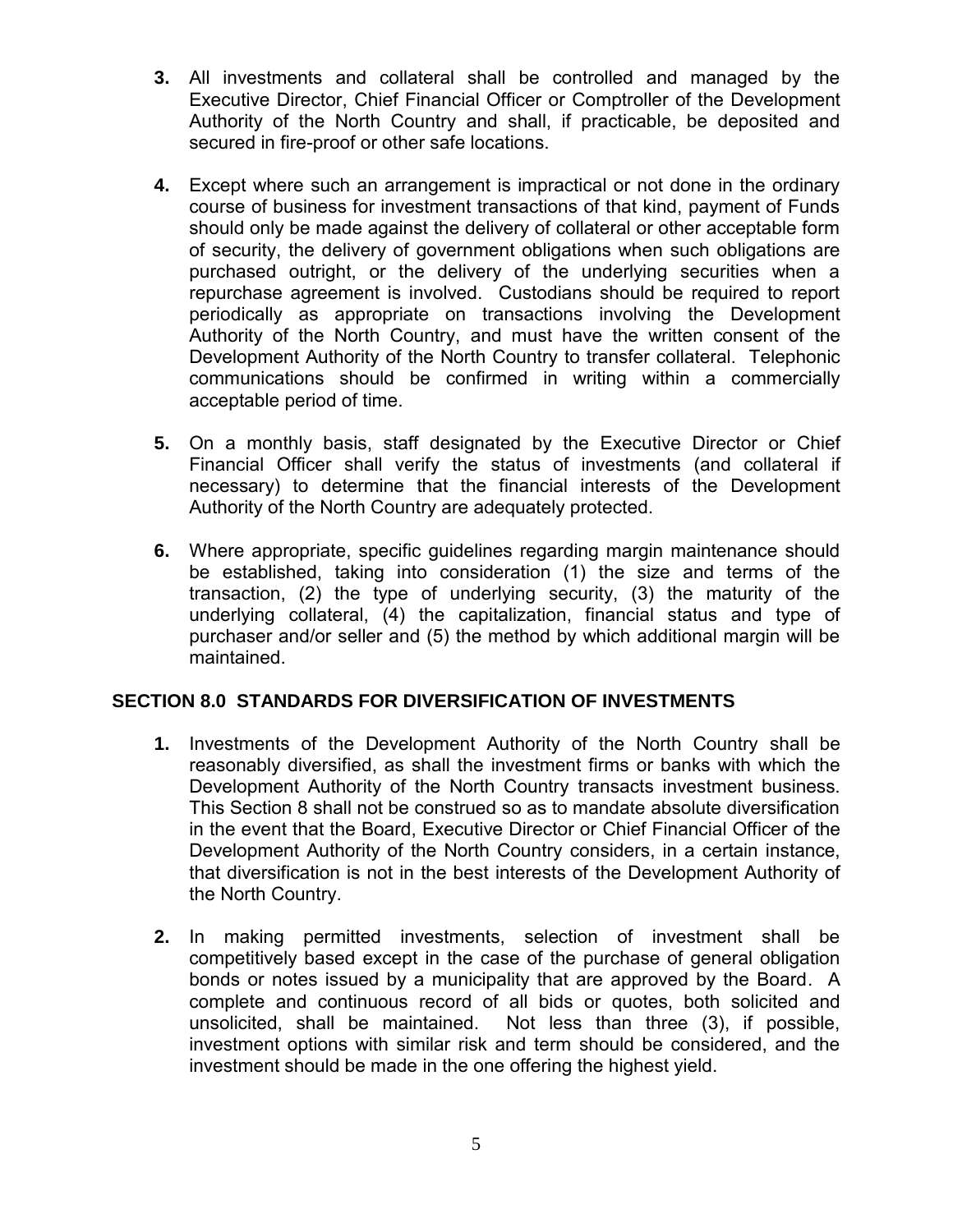3. All investments and collateral shall be controlled and managed by the Executive Director, Chief Financial Officer or Comptroller of the Development Authority of the North Country and shall, if practicable, be deposited and secured in fire-proof or other safe locations.

4. Except where such an arrangement is impractical or not done in the ordinary course of business for investment transactions of that kind, payment of Funds should only be made against the delivery of collateral or other acceptable form of security, the delivery of government obligations when such obligations are purchased outright, or the delivery of the underlying securities when a repurchase agreement is involved. Custodians should be required to report periodically as appropriate on transactions involving the Development Authority of the North Country, and must have the written consent of the Development Authority of the North Country to transfer collateral. Telephonic communications should be confirmed in writing within a commercially acceptable period of time.

5. On a monthly basis, staff designated by the Executive Director or Chief Financial Officer shall verify the status of investments (and collateral if necessary) to determine that the financial interests of the Development Authority of the North Country are adequately protected.

6. Where appropriate, specific guidelines regarding margin maintenance should be established, taking into consideration (1) the size and terms of the transaction, (2) the type of underlying security, (3) the maturity of the underlying collateral, (4) the capitalization, financial status and type of purchaser and/or seller and (5) the method by which additional margin will be maintained.

## SECTION 8.0 STANDARDS FOR DIVERSIFICATION OF INVESTMENTS

1. Investments of the Development Authority of the North Country shall be reasonably diversified, as shall the investment firms or banks with which the Development Authority of the North Country transacts investment business. This Section 8 shall not be construed so as to mandate absolute diversification in the event that the Board, Executive Director or Chief Financial Officer of the Development Authority of the North Country considers, in a certain instance, that diversification is not in the best interests of the Development Authority of the North Country.

2. In making permitted investments, selection of investment shall be competitively based except in the case of the purchase of general obligation bonds or notes issued by a municipality that are approved by the Board. A complete and continuous record of all bids or quotes, both solicited and unsolicited, shall be maintained. Not less than three (3), if possible, investment options with similar risk and term should be considered, and the investment should be made in the one offering the highest yield.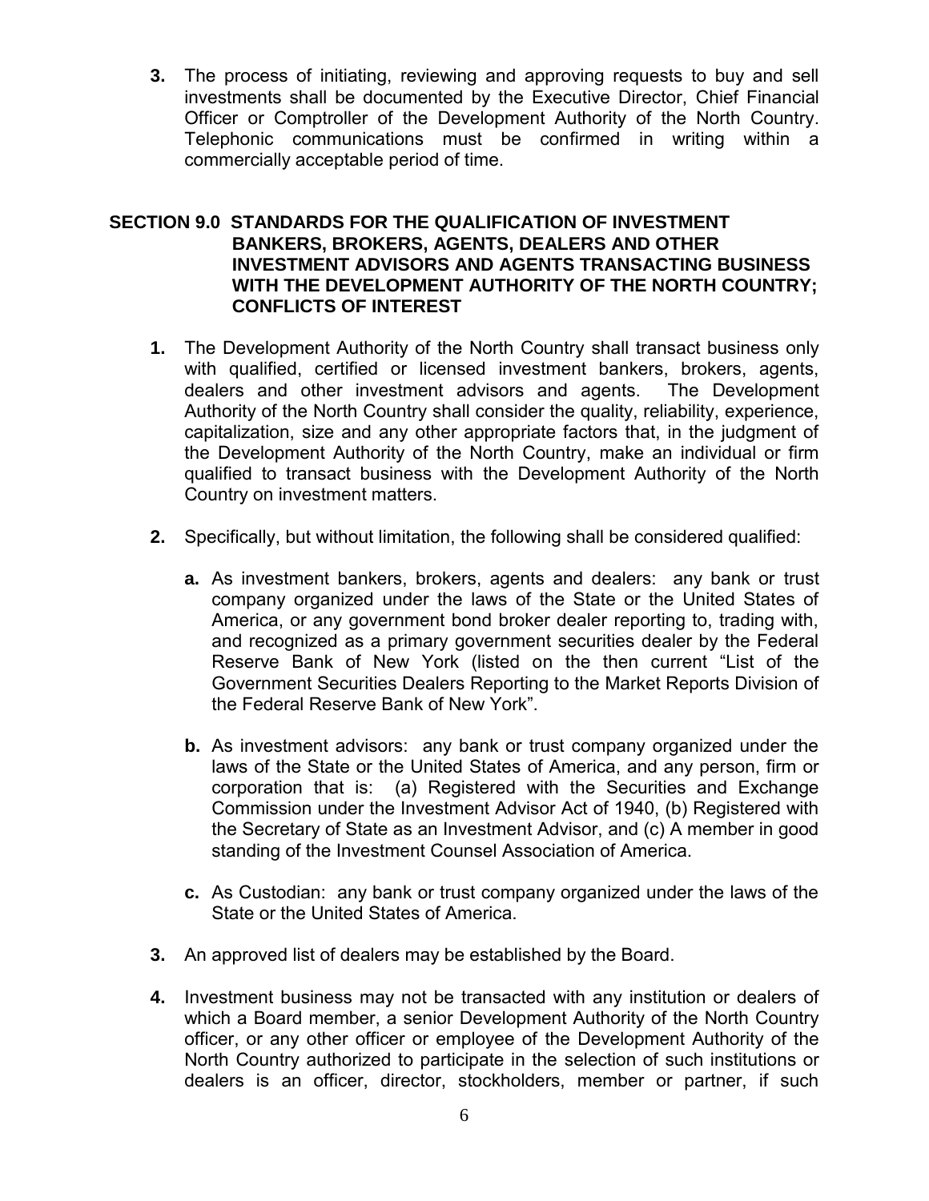3. The process of initiating, reviewing and approving requests to buy and sell investments shall be documented by the Executive Director, Chief Financial Officer or Comptroller of the Development Authority of the North Country. Telephonic communications must be confirmed in writing within a commercially acceptable period of time.

## SECTION 9.0 STANDARDS FOR THE QUALIFICATION OF INVESTMENT BANKERS, BROKERS, AGENTS, DEALERS AND OTHER INVESTMENT ADVISORS AND AGENTS TRANSACTING BUSINESS WITH THE DEVELOPMENT AUTHORITY OF THE NORTH COUNTRY; CONFLICTS OF INTEREST

1. The Development Authority of the North Country shall transact business only with qualified, certified or licensed investment bankers, brokers, agents, dealers and other investment advisors and agents. The Development Authority of the North Country shall consider the quality, reliability, experience, capitalization, size and any other appropriate factors that, in the judgment of the Development Authority of the North Country, make an individual or firm qualified to transact business with the Development Authority of the North Country on investment matters.

2. Specifically, but without limitation, the following shall be considered qualified:

   a. As investment bankers, brokers, agents and dealers: any bank or trust company organized under the laws of the State or the United States of America, or any government bond broker dealer reporting to, trading with, and recognized as a primary government securities dealer by the Federal Reserve Bank of New York (listed on the then current "List of the Government Securities Dealers Reporting to the Market Reports Division of the Federal Reserve Bank of New York".

   b. As investment advisors: any bank or trust company organized under the laws of the State or the United States of America, and any person, firm or corporation that is: (a) Registered with the Securities and Exchange Commission under the Investment Advisor Act of 1940, (b) Registered with the Secretary of State as an Investment Advisor, and (c) A member in good standing of the Investment Counsel Association of America.

   c. As Custodian: any bank or trust company organized under the laws of the State or the United States of America.

3. An approved list of dealers may be established by the Board.

4. Investment business may not be transacted with any institution or dealers of which a Board member, a senior Development Authority of the North Country officer, or any other officer or employee of the Development Authority of the North Country authorized to participate in the selection of such institutions or dealers is an officer, director, stockholders, member or partner, if such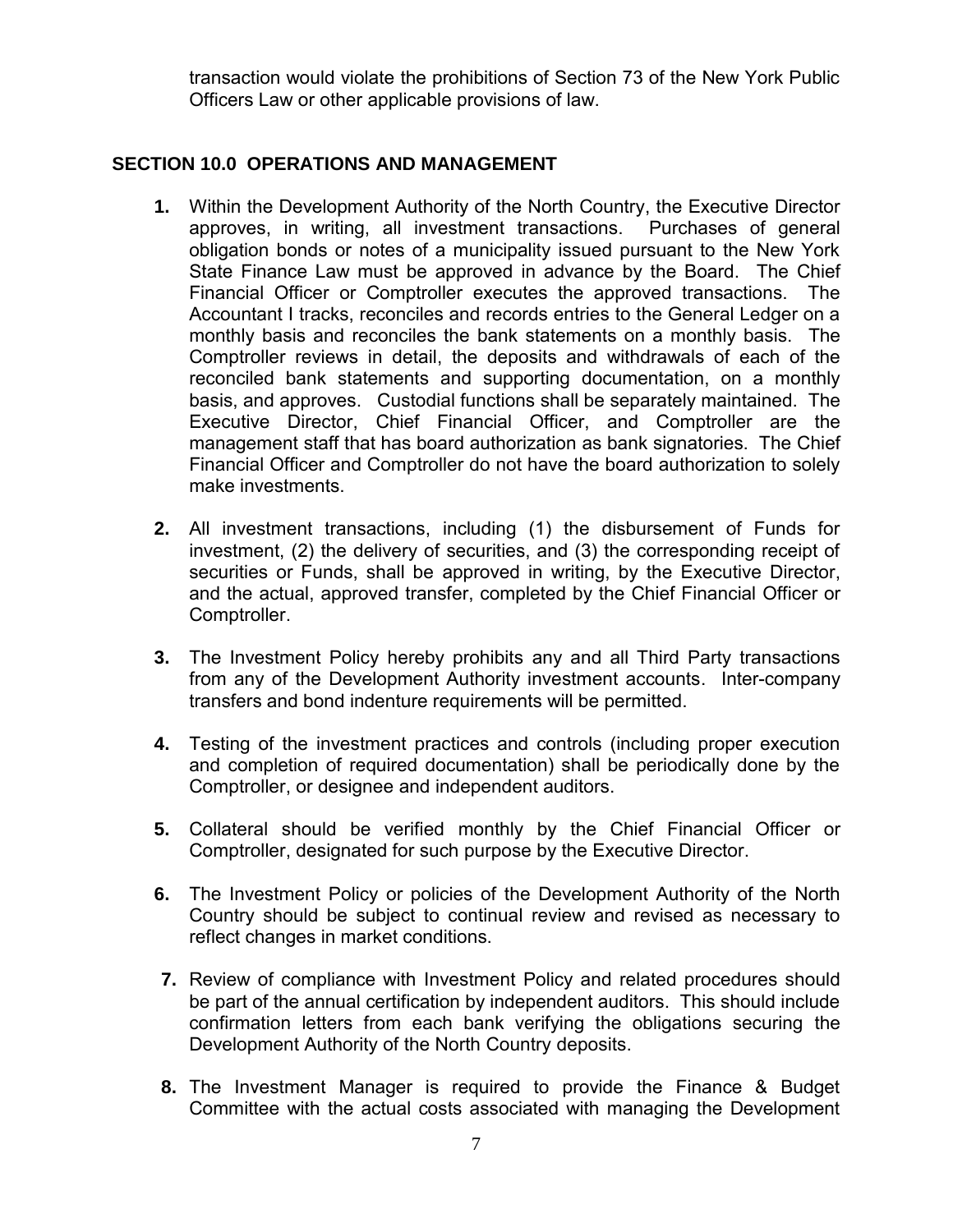transaction would violate the prohibitions of Section 73 of the New York Public Officers Law or other applicable provisions of law.

## SECTION 10.0 OPERATIONS AND MANAGEMENT

1. Within the Development Authority of the North Country, the Executive Director approves, in writing, all investment transactions. Purchases of general obligation bonds or notes of a municipality issued pursuant to the New York State Finance Law must be approved in advance by the Board. The Chief Financial Officer or Comptroller executes the approved transactions. The Accountant I tracks, reconciles and records entries to the General Ledger on a monthly basis and reconciles the bank statements on a monthly basis. The Comptroller reviews in detail, the deposits and withdrawals of each of the reconciled bank statements and supporting documentation, on a monthly basis, and approves. Custodial functions shall be separately maintained. The Executive Director, Chief Financial Officer, and Comptroller are the management staff that has board authorization as bank signatories. The Chief Financial Officer and Comptroller do not have the board authorization to solely make investments.

2. All investment transactions, including (1) the disbursement of Funds for investment, (2) the delivery of securities, and (3) the corresponding receipt of securities or Funds, shall be approved in writing, by the Executive Director, and the actual, approved transfer, completed by the Chief Financial Officer or Comptroller.

3. The Investment Policy hereby prohibits any and all Third Party transactions from any of the Development Authority investment accounts. Inter-company transfers and bond indenture requirements will be permitted.

4. Testing of the investment practices and controls (including proper execution and completion of required documentation) shall be periodically done by the Comptroller, or designee and independent auditors.

5. Collateral should be verified monthly by the Chief Financial Officer or Comptroller, designated for such purpose by the Executive Director.

6. The Investment Policy or policies of the Development Authority of the North Country should be subject to continual review and revised as necessary to reflect changes in market conditions.

7. Review of compliance with Investment Policy and related procedures should be part of the annual certification by independent auditors. This should include confirmation letters from each bank verifying the obligations securing the Development Authority of the North Country deposits.

8. The Investment Manager is required to provide the Finance & Budget Committee with the actual costs associated with managing the Development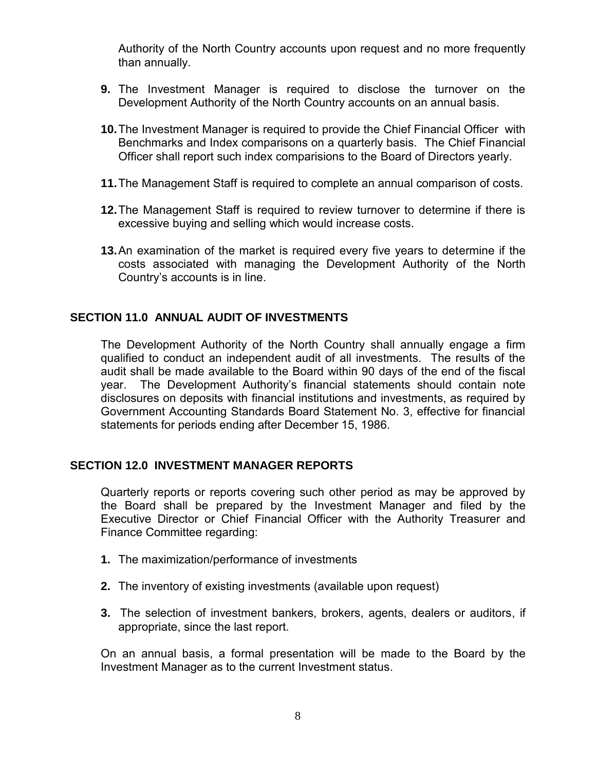Authority of the North Country accounts upon request and no more frequently than annually.

**9.** The Investment Manager is required to disclose the turnover on the Development Authority of the North Country accounts on an annual basis.

**10.** The Investment Manager is required to provide the Chief Financial Officer with Benchmarks and Index comparisons on a quarterly basis. The Chief Financial Officer shall report such index comparisions to the Board of Directors yearly.

**11.** The Management Staff is required to complete an annual comparison of costs.

**12.** The Management Staff is required to review turnover to determine if there is excessive buying and selling which would increase costs.

**13.** An examination of the market is required every five years to determine if the costs associated with managing the Development Authority of the North Country's accounts is in line.

## SECTION 11.0 ANNUAL AUDIT OF INVESTMENTS

The Development Authority of the North Country shall annually engage a firm qualified to conduct an independent audit of all investments. The results of the audit shall be made available to the Board within 90 days of the end of the fiscal year. The Development Authority's financial statements should contain note disclosures on deposits with financial institutions and investments, as required by Government Accounting Standards Board Statement No. 3, effective for financial statements for periods ending after December 15, 1986.

## SECTION 12.0 INVESTMENT MANAGER REPORTS

Quarterly reports or reports covering such other period as may be approved by the Board shall be prepared by the Investment Manager and filed by the Executive Director or Chief Financial Officer with the Authority Treasurer and Finance Committee regarding:

**1.** The maximization/performance of investments

**2.** The inventory of existing investments (available upon request)

**3.** The selection of investment bankers, brokers, agents, dealers or auditors, if appropriate, since the last report.

On an annual basis, a formal presentation will be made to the Board by the Investment Manager as to the current Investment status.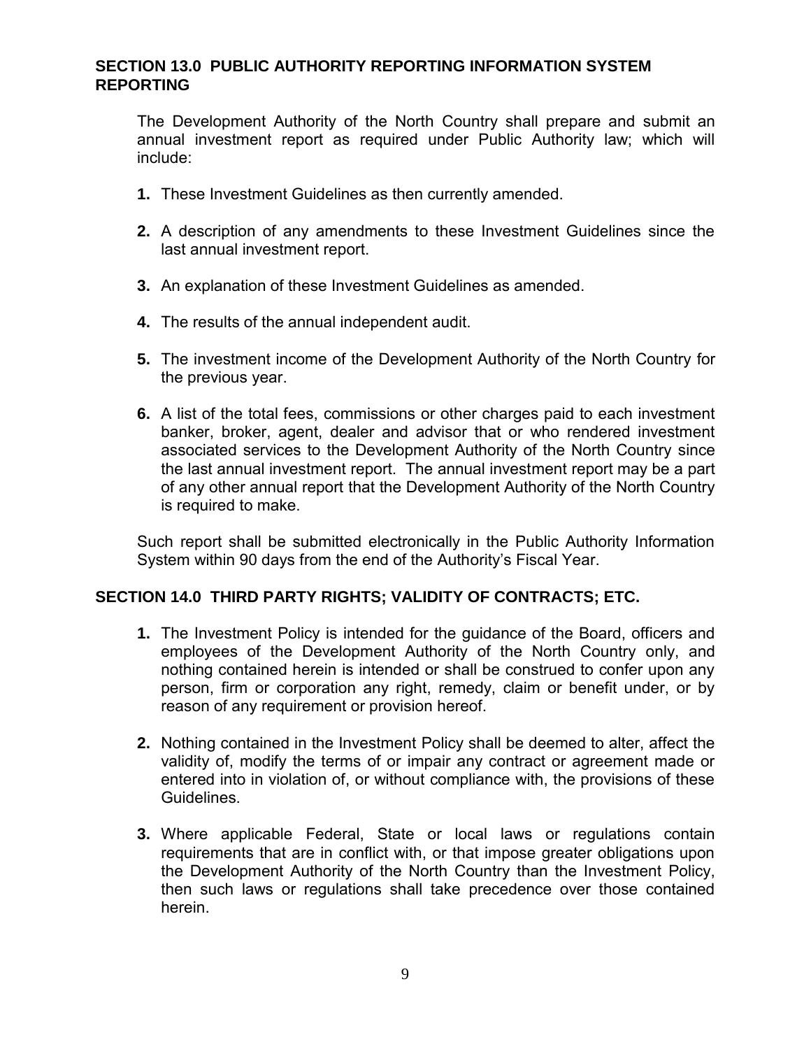## SECTION 13.0 PUBLIC AUTHORITY REPORTING INFORMATION SYSTEM REPORTING

The Development Authority of the North Country shall prepare and submit an annual investment report as required under Public Authority law; which will include:

1. These Investment Guidelines as then currently amended.
2. A description of any amendments to these Investment Guidelines since the last annual investment report.
3. An explanation of these Investment Guidelines as amended.
4. The results of the annual independent audit.
5. The investment income of the Development Authority of the North Country for the previous year.
6. A list of the total fees, commissions or other charges paid to each investment banker, broker, agent, dealer and advisor that or who rendered investment associated services to the Development Authority of the North Country since the last annual investment report. The annual investment report may be a part of any other annual report that the Development Authority of the North Country is required to make.

Such report shall be submitted electronically in the Public Authority Information System within 90 days from the end of the Authority's Fiscal Year.

## SECTION 14.0 THIRD PARTY RIGHTS; VALIDITY OF CONTRACTS; ETC.

1. The Investment Policy is intended for the guidance of the Board, officers and employees of the Development Authority of the North Country only, and nothing contained herein is intended or shall be construed to confer upon any person, firm or corporation any right, remedy, claim or benefit under, or by reason of any requirement or provision hereof.
2. Nothing contained in the Investment Policy shall be deemed to alter, affect the validity of, modify the terms of or impair any contract or agreement made or entered into in violation of, or without compliance with, the provisions of these Guidelines.
3. Where applicable Federal, State or local laws or regulations contain requirements that are in conflict with, or that impose greater obligations upon the Development Authority of the North Country than the Investment Policy, then such laws or regulations shall take precedence over those contained herein.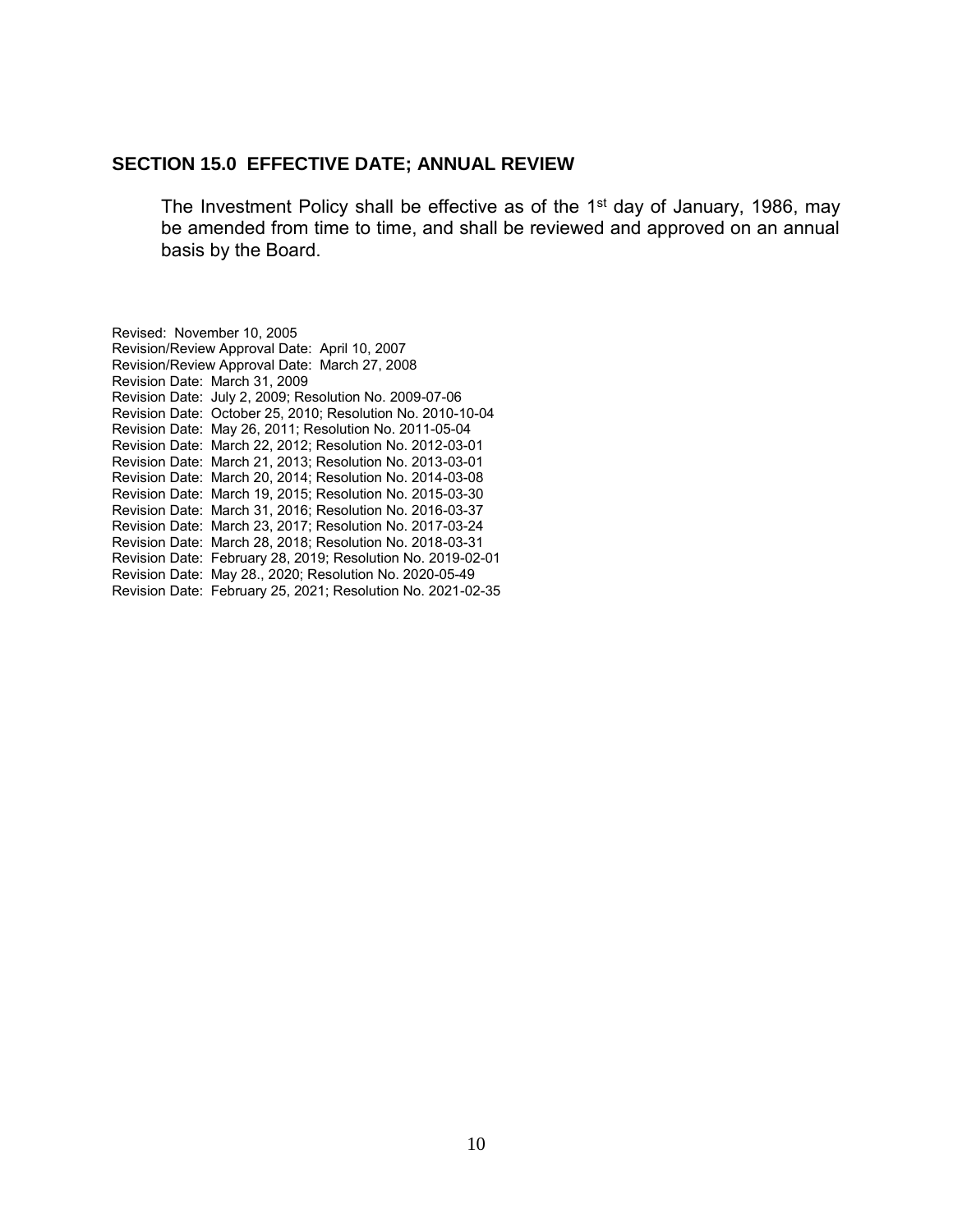## SECTION 15.0 EFFECTIVE DATE; ANNUAL REVIEW

The Investment Policy shall be effective as of the 1st day of January, 1986, may be amended from time to time, and shall be reviewed and approved on an annual basis by the Board.

Revised: November 10, 2005
Revision/Review Approval Date: April 10, 2007
Revision/Review Approval Date: March 27, 2008
Revision Date: March 31, 2009
Revision Date: July 2, 2009; Resolution No. 2009-07-06
Revision Date: October 25, 2010; Resolution No. 2010-10-04
Revision Date: May 26, 2011; Resolution No. 2011-05-04
Revision Date: March 22, 2012; Resolution No. 2012-03-01
Revision Date: March 21, 2013; Resolution No. 2013-03-01
Revision Date: March 20, 2014; Resolution No. 2014-03-08
Revision Date: March 19, 2015; Resolution No. 2015-03-30
Revision Date: March 31, 2016; Resolution No. 2016-03-37
Revision Date: March 23, 2017; Resolution No. 2017-03-24
Revision Date: March 28, 2018; Resolution No. 2018-03-31
Revision Date: February 28, 2019; Resolution No. 2019-02-01
Revision Date: May 28., 2020; Resolution No. 2020-05-49
Revision Date: February 25, 2021; Resolution No. 2021-02-35